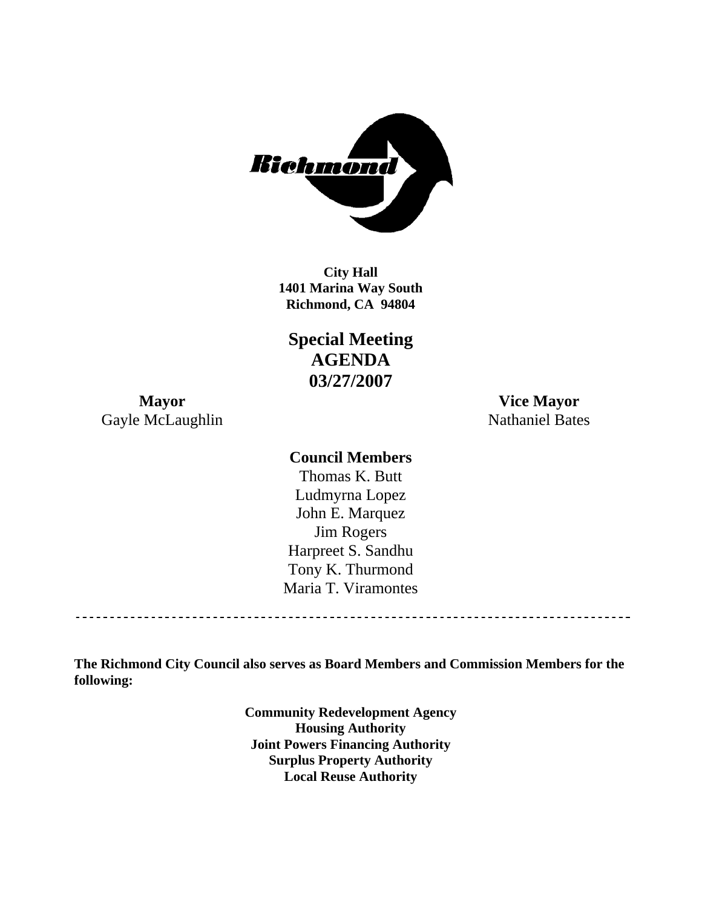**City Hall**
**1401 Marina Way South**
**Richmond, CA 94804**

# Special Meeting
# AGENDA
# 03/27/2007

**Mayor**
Gayle McLaughlin

**Vice Mayor**
Nathaniel Bates

**Council Members**

Thomas K. Butt
Ludmyrna Lopez
John E. Marquez
Jim Rogers
Harpreet S. Sandhu
Tony K. Thurmond
Maria T. Viramontes

---

**The Richmond City Council also serves as Board Members and Commission Members for the following:**

**Community Redevelopment Agency**
**Housing Authority**
**Joint Powers Financing Authority**
**Surplus Property Authority**
**Local Reuse Authority**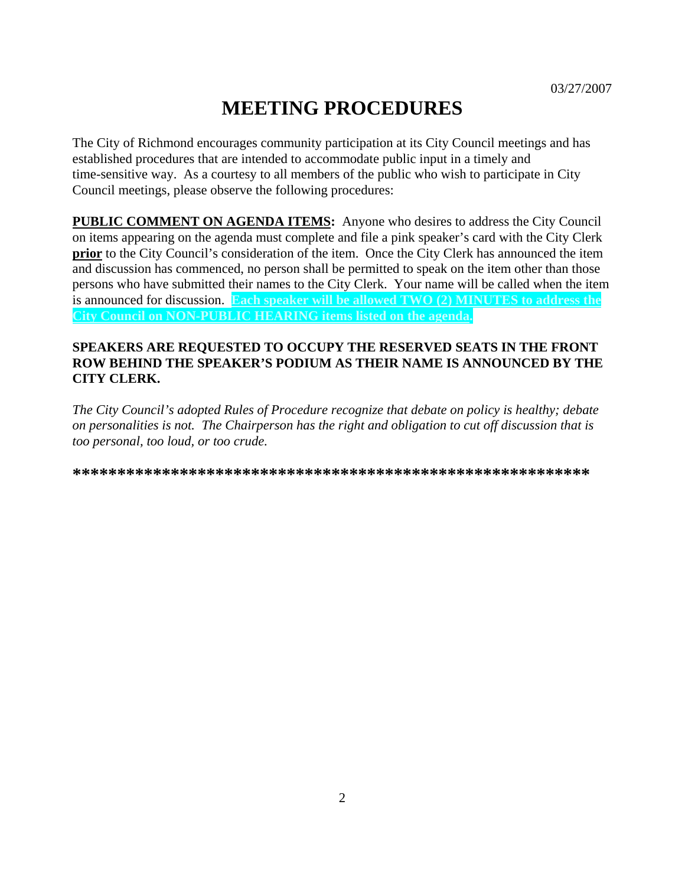03/27/2007

# MEETING PROCEDURES

The City of Richmond encourages community participation at its City Council meetings and has established procedures that are intended to accommodate public input in a timely and time-sensitive way. As a courtesy to all members of the public who wish to participate in City Council meetings, please observe the following procedures:

**PUBLIC COMMENT ON AGENDA ITEMS:** Anyone who desires to address the City Council on items appearing on the agenda must complete and file a pink speaker's card with the City Clerk **prior** to the City Council's consideration of the item. Once the City Clerk has announced the item and discussion has commenced, no person shall be permitted to speak on the item other than those persons who have submitted their names to the City Clerk. Your name will be called when the item is announced for discussion. **Each speaker will be allowed TWO (2) MINUTES to address the City Council on NON-PUBLIC HEARING items listed on the agenda.**

**SPEAKERS ARE REQUESTED TO OCCUPY THE RESERVED SEATS IN THE FRONT ROW BEHIND THE SPEAKER'S PODIUM AS THEIR NAME IS ANNOUNCED BY THE CITY CLERK.**

*The City Council's adopted Rules of Procedure recognize that debate on policy is healthy; debate on personalities is not. The Chairperson has the right and obligation to cut off discussion that is too personal, too loud, or too crude.*

**\*\*\*\*\*\*\*\*\*\*\*\*\*\*\*\*\*\*\*\*\*\*\*\*\*\*\*\*\*\*\*\*\*\*\*\*\*\*\*\*\*\*\*\*\*\*\*\*\*\*\*\*\*\*\*\*\*\*\***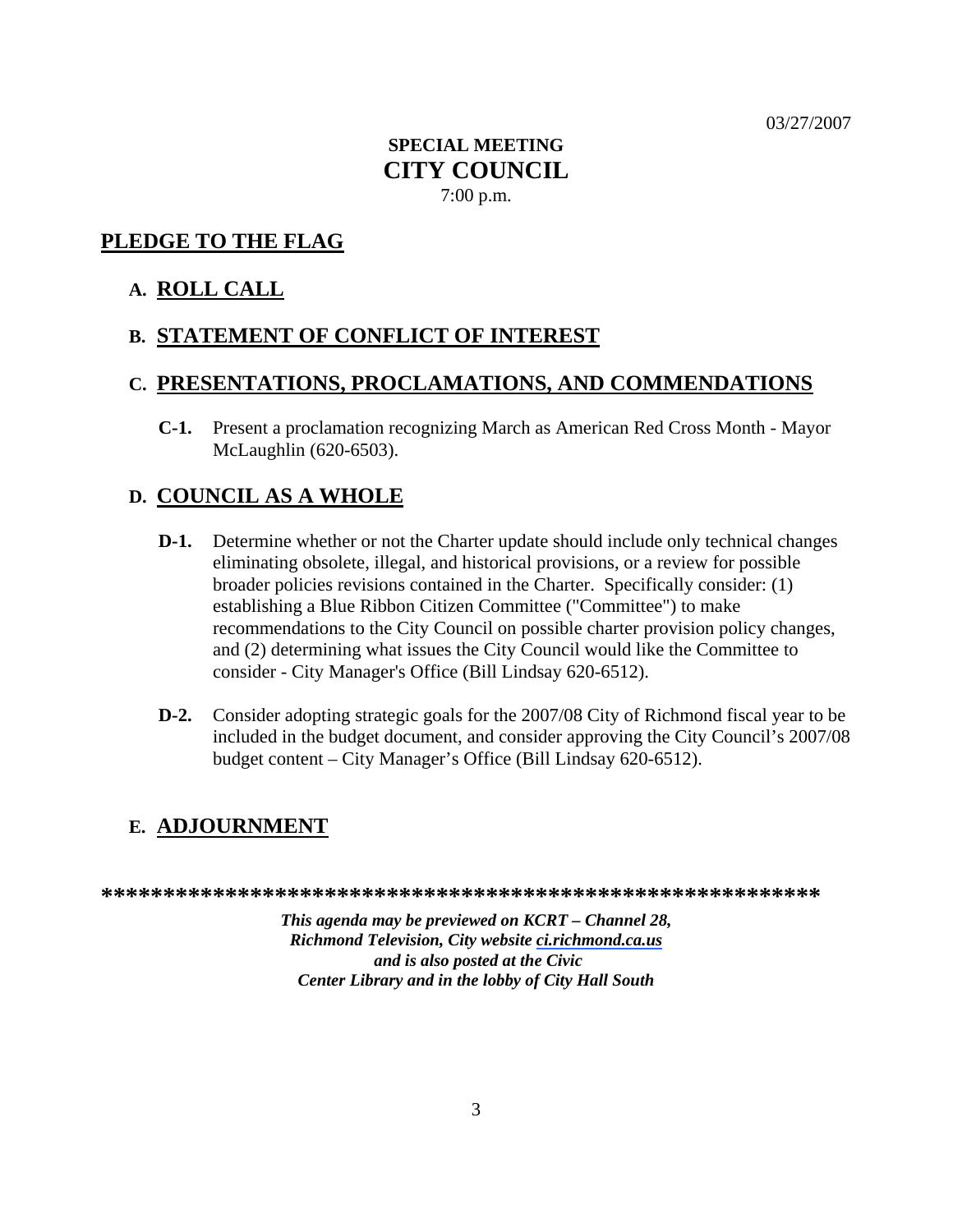03/27/2007

# SPECIAL MEETING
# CITY COUNCIL

7:00 p.m.

## PLEDGE TO THE FLAG

## A. ROLL CALL

## B. STATEMENT OF CONFLICT OF INTEREST

## C. PRESENTATIONS, PROCLAMATIONS, AND COMMENDATIONS

**C-1.** Present a proclamation recognizing March as American Red Cross Month - Mayor McLaughlin (620-6503).

## D. COUNCIL AS A WHOLE

**D-1.** Determine whether or not the Charter update should include only technical changes eliminating obsolete, illegal, and historical provisions, or a review for possible broader policies revisions contained in the Charter. Specifically consider: (1) establishing a Blue Ribbon Citizen Committee ("Committee") to make recommendations to the City Council on possible charter provision policy changes, and (2) determining what issues the City Council would like the Committee to consider - City Manager's Office (Bill Lindsay 620-6512).

**D-2.** Consider adopting strategic goals for the 2007/08 City of Richmond fiscal year to be included in the budget document, and consider approving the City Council's 2007/08 budget content – City Manager's Office (Bill Lindsay 620-6512).

## E. ADJOURNMENT

**********************************************************

***This agenda may be previewed on KCRT – Channel 28, Richmond Television, City website ci.richmond.ca.us and is also posted at the Civic Center Library and in the lobby of City Hall South***